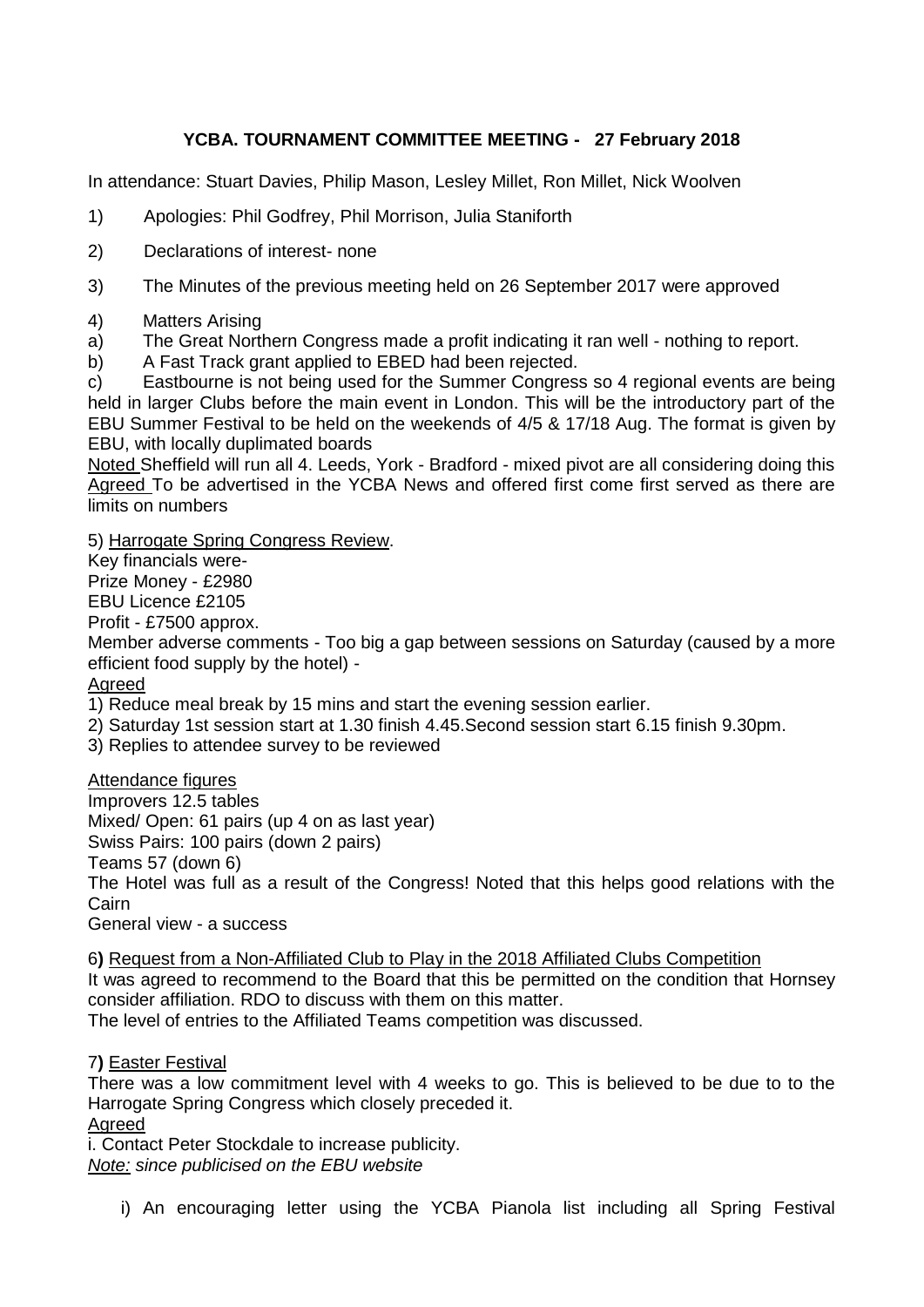# YCBA. TOURNAMENT COMMITTEE MEETING - 27 February 2018

In attendance: Stuart Davies, Philip Mason, Lesley Millet, Ron Millet, Nick Woolven

1) Apologies: Phil Godfrey, Phil Morrison, Julia Staniforth

2) Declarations of interest- none

3) The Minutes of the previous meeting held on 26 September 2017 were approved

4) Matters Arising

a) The Great Northern Congress made a profit indicating it ran well - nothing to report.

b) A Fast Track grant applied to EBED had been rejected.

c) Eastbourne is not being used for the Summer Congress so 4 regional events are being held in larger Clubs before the main event in London. This will be the introductory part of the EBU Summer Festival to be held on the weekends of 4/5 & 17/18 Aug. The format is given by EBU, with locally duplimated boards

Noted Sheffield will run all 4. Leeds, York - Bradford - mixed pivot are all considering doing this

Agreed To be advertised in the YCBA News and offered first come first served as there are limits on numbers

5) Harrogate Spring Congress Review.

Key financials were-

Prize Money - £2980

EBU Licence £2105

Profit - £7500 approx.

Member adverse comments - Too big a gap between sessions on Saturday (caused by a more efficient food supply by the hotel) -

Agreed

1) Reduce meal break by 15 mins and start the evening session earlier.

2) Saturday 1st session start at 1.30 finish 4.45.Second session start 6.15 finish 9.30pm.

3) Replies to attendee survey to be reviewed

Attendance figures

Improvers 12.5 tables

Mixed/ Open: 61 pairs (up 4 on as last year)

Swiss Pairs: 100 pairs (down 2 pairs)

Teams 57 (down 6)

The Hotel was full as a result of the Congress! Noted that this helps good relations with the Cairn

General view - a success

6) Request from a Non-Affiliated Club to Play in the 2018 Affiliated Clubs Competition

It was agreed to recommend to the Board that this be permitted on the condition that Hornsey consider affiliation. RDO to discuss with them on this matter.

The level of entries to the Affiliated Teams competition was discussed.

7) Easter Festival

There was a low commitment level with 4 weeks to go. This is believed to be due to to the Harrogate Spring Congress which closely preceded it.

Agreed

i. Contact Peter Stockdale to increase publicity.

*Note: since publicised on the EBU website*

i) An encouraging letter using the YCBA Pianola list including all Spring Festival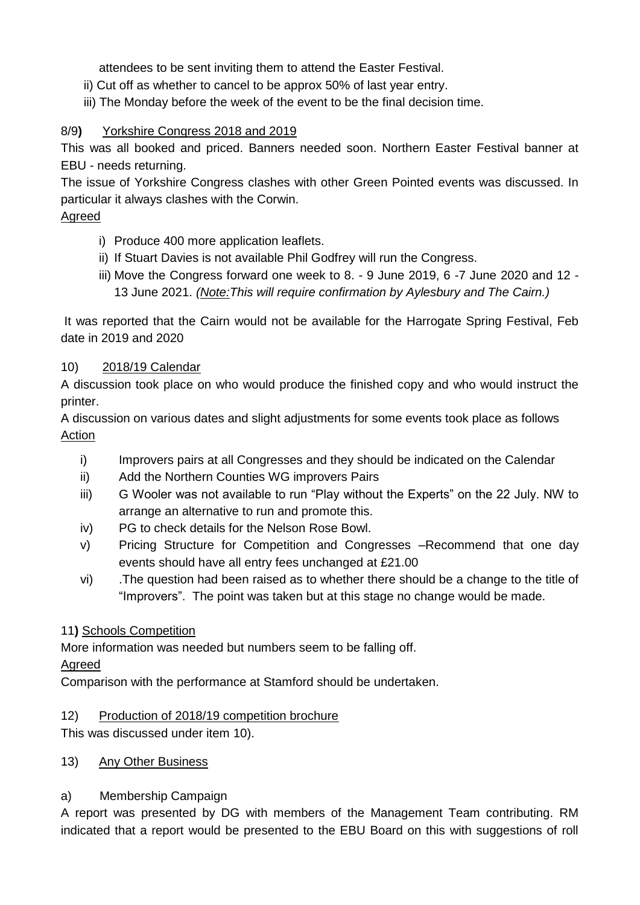attendees to be sent inviting them to attend the Easter Festival.

ii) Cut off as whether to cancel to be approx 50% of last year entry.

iii) The Monday before the week of the event to be the final decision time.

8/9) <u>Yorkshire Congress 2018 and 2019</u>

This was all booked and priced. Banners needed soon. Northern Easter Festival banner at EBU - needs returning.

The issue of Yorkshire Congress clashes with other Green Pointed events was discussed. In particular it always clashes with the Corwin.

<u>Agreed</u>

i) Produce 400 more application leaflets.
ii) If Stuart Davies is not available Phil Godfrey will run the Congress.
iii) Move the Congress forward one week to 8. - 9 June 2019, 6 -7 June 2020 and 12 - 13 June 2021. *(<u>Note:</u>This will require confirmation by Aylesbury and The Cairn.)*

It was reported that the Cairn would not be available for the Harrogate Spring Festival, Feb date in 2019 and 2020

10) <u>2018/19 Calendar</u>

A discussion took place on who would produce the finished copy and who would instruct the printer.

A discussion on various dates and slight adjustments for some events took place as follows

<u>Action</u>

i) Improvers pairs at all Congresses and they should be indicated on the Calendar
ii) Add the Northern Counties WG improvers Pairs
iii) G Wooler was not available to run "Play without the Experts" on the 22 July. NW to arrange an alternative to run and promote this.
iv) PG to check details for the Nelson Rose Bowl.
v) Pricing Structure for Competition and Congresses –Recommend that one day events should have all entry fees unchanged at £21.00
vi) .The question had been raised as to whether there should be a change to the title of "Improvers". The point was taken but at this stage no change would be made.

11) <u>Schools Competition</u>

More information was needed but numbers seem to be falling off.

<u>Agreed</u>

Comparison with the performance at Stamford should be undertaken.

12) <u>Production of 2018/19 competition brochure</u>

This was discussed under item 10).

13) <u>Any Other Business</u>

a) Membership Campaign

A report was presented by DG with members of the Management Team contributing. RM indicated that a report would be presented to the EBU Board on this with suggestions of roll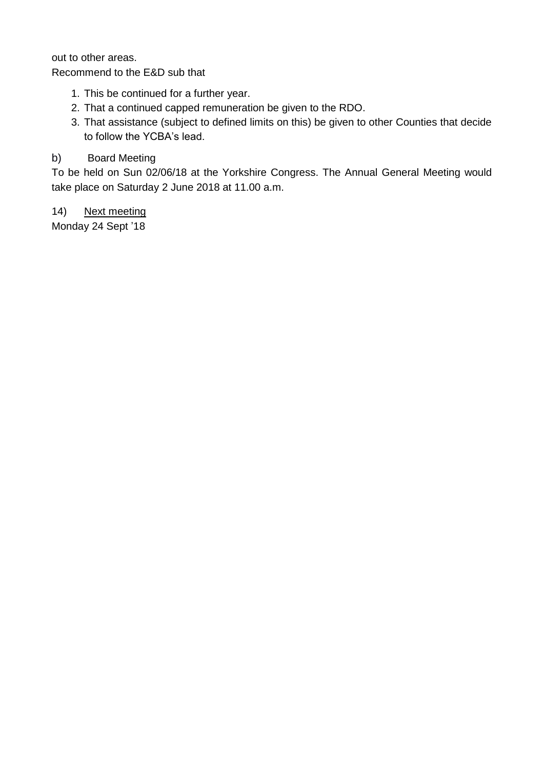out to other areas.
Recommend to the E&D sub that

1. This be continued for a further year.
2. That a continued capped remuneration be given to the RDO.
3. That assistance (subject to defined limits on this) be given to other Counties that decide to follow the YCBA's lead.

b) Board Meeting

To be held on Sun 02/06/18 at the Yorkshire Congress. The Annual General Meeting would take place on Saturday 2 June 2018 at 11.00 a.m.

14) <u>Next meeting</u>

Monday 24 Sept '18